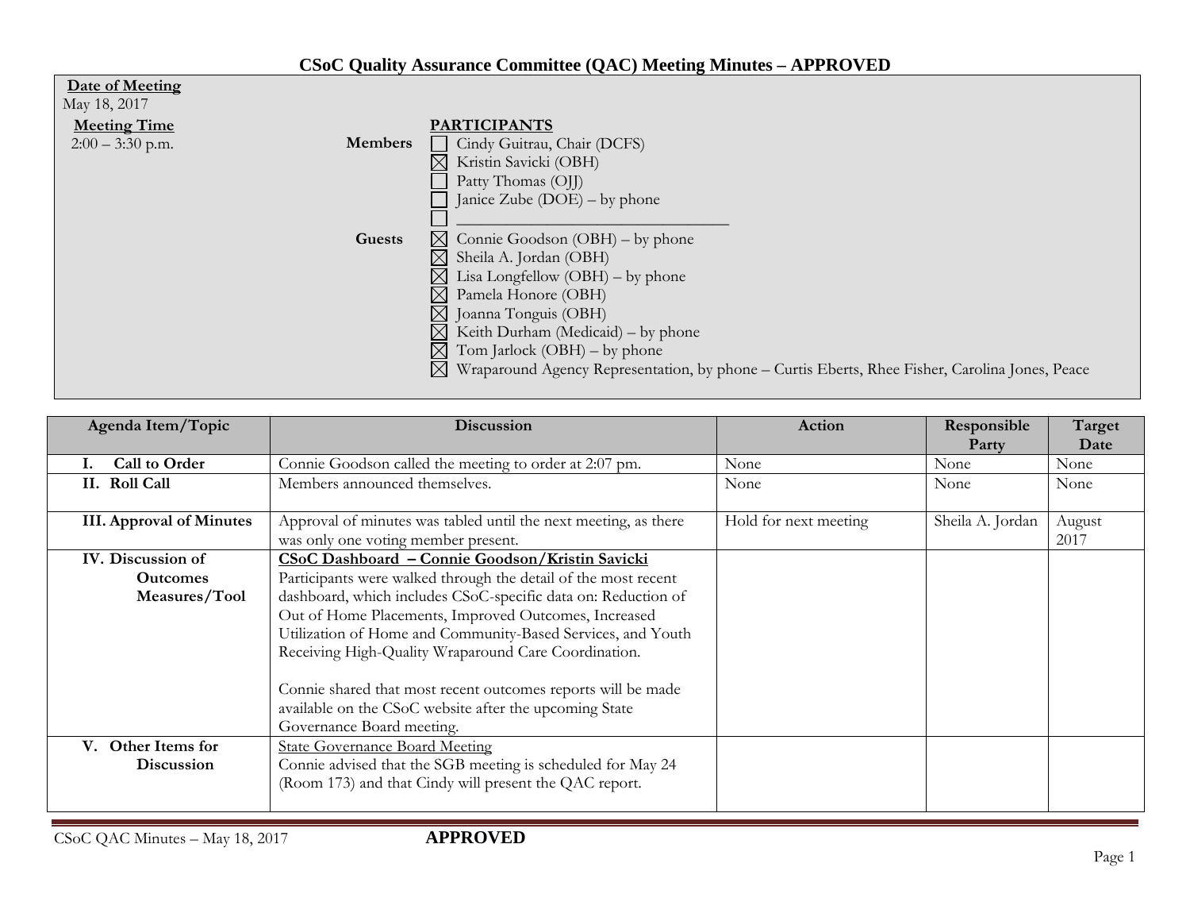# CSoC Quality Assurance Committee (QAC) Meeting Minutes – APPROVED

**Date of Meeting**
May 18, 2017

**Meeting Time**
2:00 – 3:30 p.m.

**PARTICIPANTS**

**Members**
- ☐ Cindy Guitrau, Chair (DCFS)
- ☒ Kristin Savicki (OBH)
- ☐ Patty Thomas (OJJ)
- ☐ Janice Zube (DOE) – by phone
- ☐ ________________________________

**Guests**
- ☒ Connie Goodson (OBH) – by phone
- ☒ Sheila A. Jordan (OBH)
- ☒ Lisa Longfellow (OBH) – by phone
- ☒ Pamela Honore (OBH)
- ☒ Joanna Tonguis (OBH)
- ☒ Keith Durham (Medicaid) – by phone
- ☒ Tom Jarlock (OBH) – by phone
- ☒ Wraparound Agency Representation, by phone – Curtis Eberts, Rhee Fisher, Carolina Jones, Peace

| Agenda Item/Topic | Discussion | Action | Responsible Party | Target Date |
|---|---|---|---|---|
| **I. Call to Order** | Connie Goodson called the meeting to order at 2:07 pm. | None | None | None |
| **II. Roll Call** | Members announced themselves. | None | None | None |
| **III. Approval of Minutes** | Approval of minutes was tabled until the next meeting, as there was only one voting member present. | Hold for next meeting | Sheila A. Jordan | August 2017 |
| **IV. Discussion of Outcomes Measures/Tool** | **CSoC Dashboard – Connie Goodson/Kristin Savicki**<br>Participants were walked through the detail of the most recent dashboard, which includes CSoC-specific data on: Reduction of Out of Home Placements, Improved Outcomes, Increased Utilization of Home and Community-Based Services, and Youth Receiving High-Quality Wraparound Care Coordination.<br><br>Connie shared that most recent outcomes reports will be made available on the CSoC website after the upcoming State Governance Board meeting. | | | |
| **V. Other Items for Discussion** | State Governance Board Meeting<br>Connie advised that the SGB meeting is scheduled for May 24 (Room 173) and that Cindy will present the QAC report. | | | |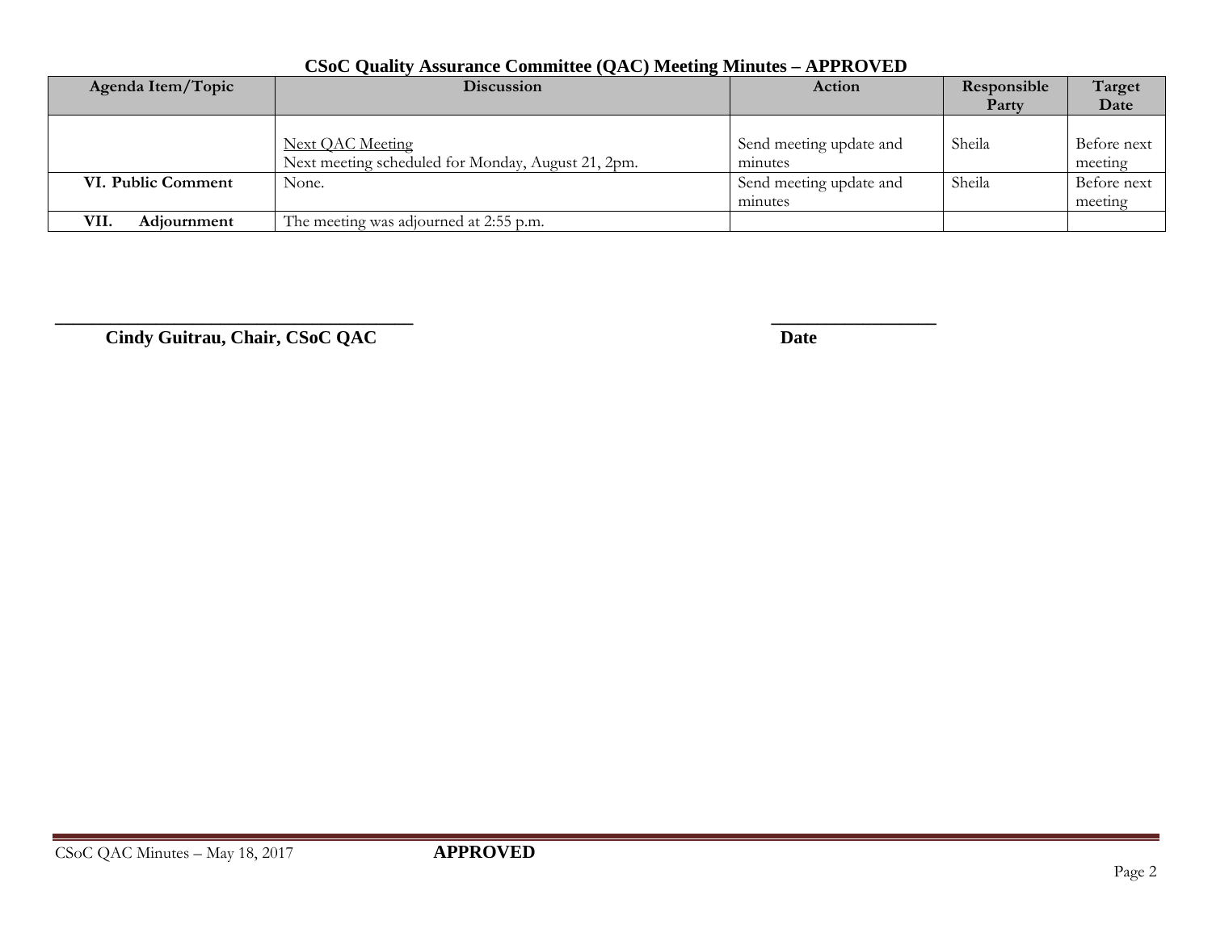**CSoC Quality Assurance Committee (QAC) Meeting Minutes – APPROVED**

| Agenda Item/Topic | Discussion | Action | Responsible Party | Target Date |
|---|---|---|---|---|
| | Next QAC Meeting<br>Next meeting scheduled for Monday, August 21, 2pm. | Send meeting update and minutes | Sheila | Before next meeting |
| **VI. Public Comment** | None. | Send meeting update and minutes | Sheila | Before next meeting |
| **VII. Adjournment** | The meeting was adjourned at 2:55 p.m. | | | |

_______________________________________
**Cindy Guitrau, Chair, CSoC QAC**

_________________
**Date**